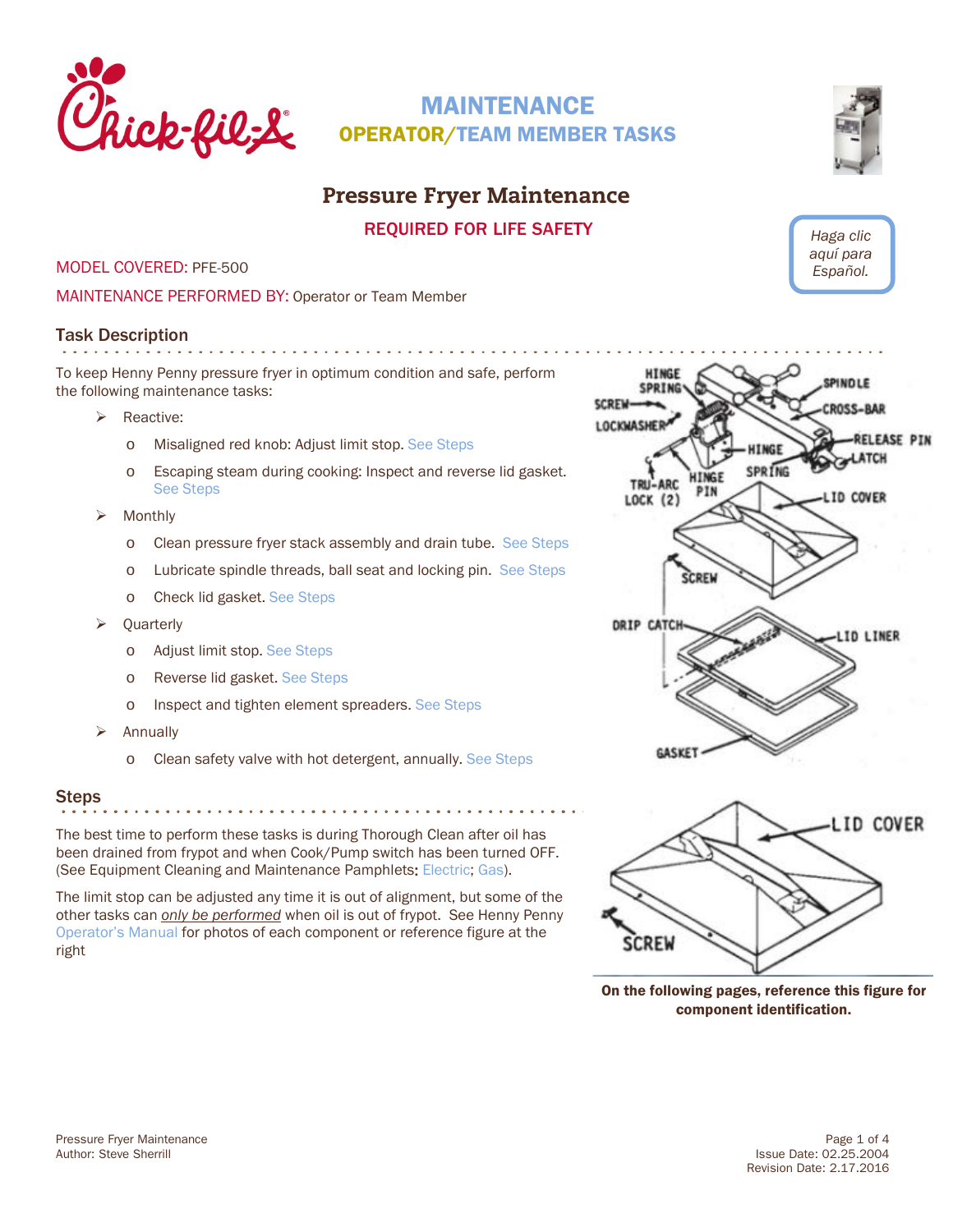# MAINTENANCE

## OPERATOR/TEAM MEMBER TASKS

# Pressure Fryer Maintenance

**REQUIRED FOR LIFE SAFETY**

*Haga clic aquí para Español.*

MODEL COVERED: PFE-500

MAINTENANCE PERFORMED BY: Operator or Team Member

## Task Description

To keep Henny Penny pressure fryer in optimum condition and safe, perform the following maintenance tasks:

- Reactive:
  - Misaligned red knob: Adjust limit stop. See Steps
  - Escaping steam during cooking: Inspect and reverse lid gasket. See Steps
- Monthly
  - Clean pressure fryer stack assembly and drain tube. See Steps
  - Lubricate spindle threads, ball seat and locking pin. See Steps
  - Check lid gasket. See Steps
- Quarterly
  - Adjust limit stop. See Steps
  - Reverse lid gasket. See Steps
  - Inspect and tighten element spreaders. See Steps
- Annually
  - Clean safety valve with hot detergent, annually. See Steps

## Steps

The best time to perform these tasks is during Thorough Clean after oil has been drained from frypot and when Cook/Pump switch has been turned OFF. (See Equipment Cleaning and Maintenance Pamphlets: Electric; Gas).

The limit stop can be adjusted any time it is out of alignment, but some of the other tasks can *only be performed* when oil is out of frypot. See Henny Penny Operator's Manual for photos of each component or reference figure at the right

**On the following pages, reference this figure for component identification.**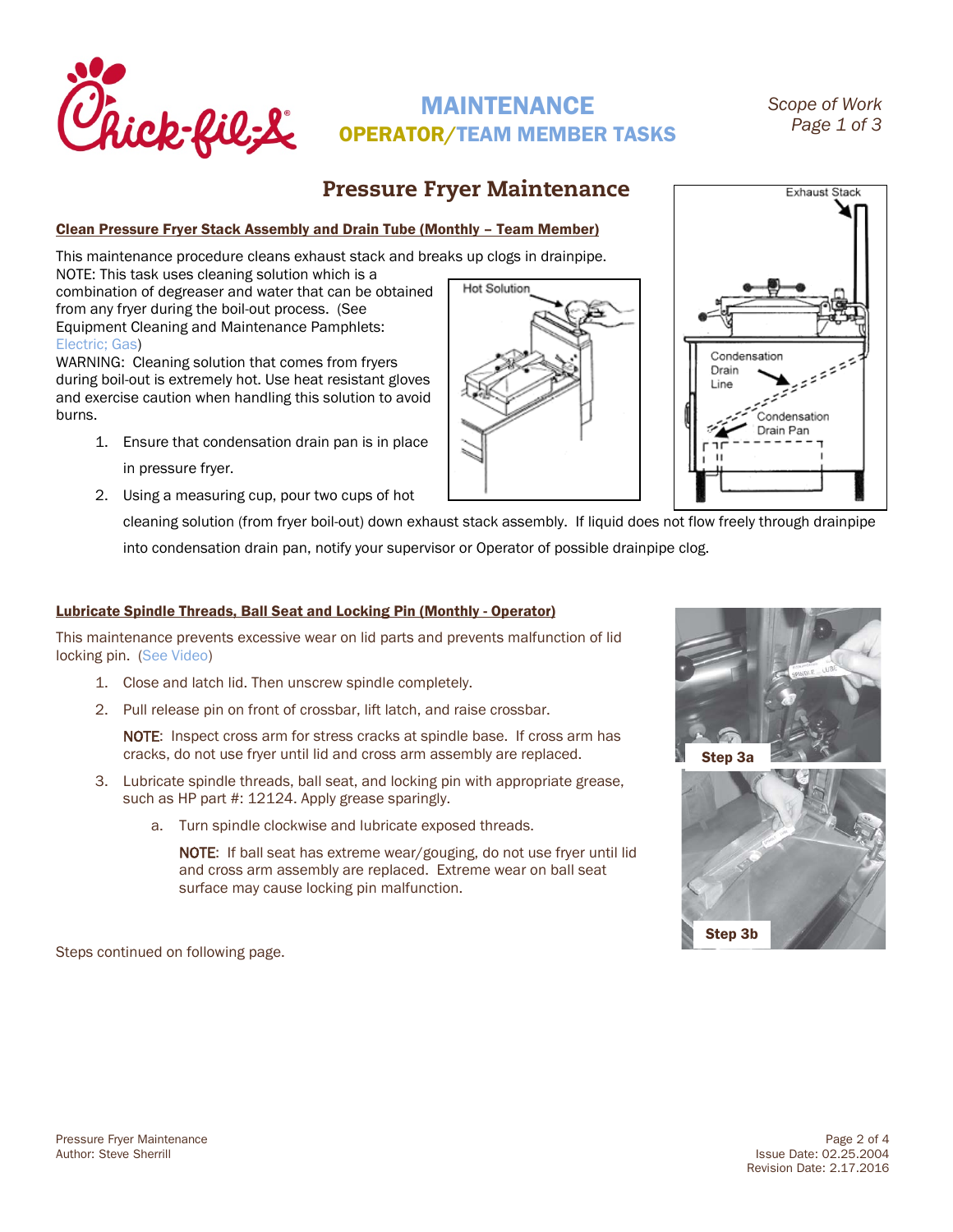# MAINTENANCE

## OPERATOR/TEAM MEMBER TASKS

*Scope of Work*
*Page 1 of 3*

## Pressure Fryer Maintenance

### Clean Pressure Fryer Stack Assembly and Drain Tube (Monthly – Team Member)

This maintenance procedure cleans exhaust stack and breaks up clogs in drainpipe.

NOTE: This task uses cleaning solution which is a combination of degreaser and water that can be obtained from any fryer during the boil-out process. (See Equipment Cleaning and Maintenance Pamphlets: Electric; Gas)

WARNING: Cleaning solution that comes from fryers during boil-out is extremely hot. Use heat resistant gloves and exercise caution when handling this solution to avoid burns.

1. Ensure that condensation drain pan is in place in pressure fryer.
2. Using a measuring cup, pour two cups of hot cleaning solution (from fryer boil-out) down exhaust stack assembly. If liquid does not flow freely through drainpipe into condensation drain pan, notify your supervisor or Operator of possible drainpipe clog.

### Lubricate Spindle Threads, Ball Seat and Locking Pin (Monthly - Operator)

This maintenance prevents excessive wear on lid parts and prevents malfunction of lid locking pin. (See Video)

1. Close and latch lid. Then unscrew spindle completely.
2. Pull release pin on front of crossbar, lift latch, and raise crossbar.

   NOTE: Inspect cross arm for stress cracks at spindle base. If cross arm has cracks, do not use fryer until lid and cross arm assembly are replaced.

3. Lubricate spindle threads, ball seat, and locking pin with appropriate grease, such as HP part #: 12124. Apply grease sparingly.
   a. Turn spindle clockwise and lubricate exposed threads.

      NOTE: If ball seat has extreme wear/gouging, do not use fryer until lid and cross arm assembly are replaced. Extreme wear on ball seat surface may cause locking pin malfunction.

Step 3a

Step 3b

Steps continued on following page.

Pressure Fryer Maintenance
Author: Steve Sherrill

Issue Date: 02.25.2004
Revision Date: 2.17.2016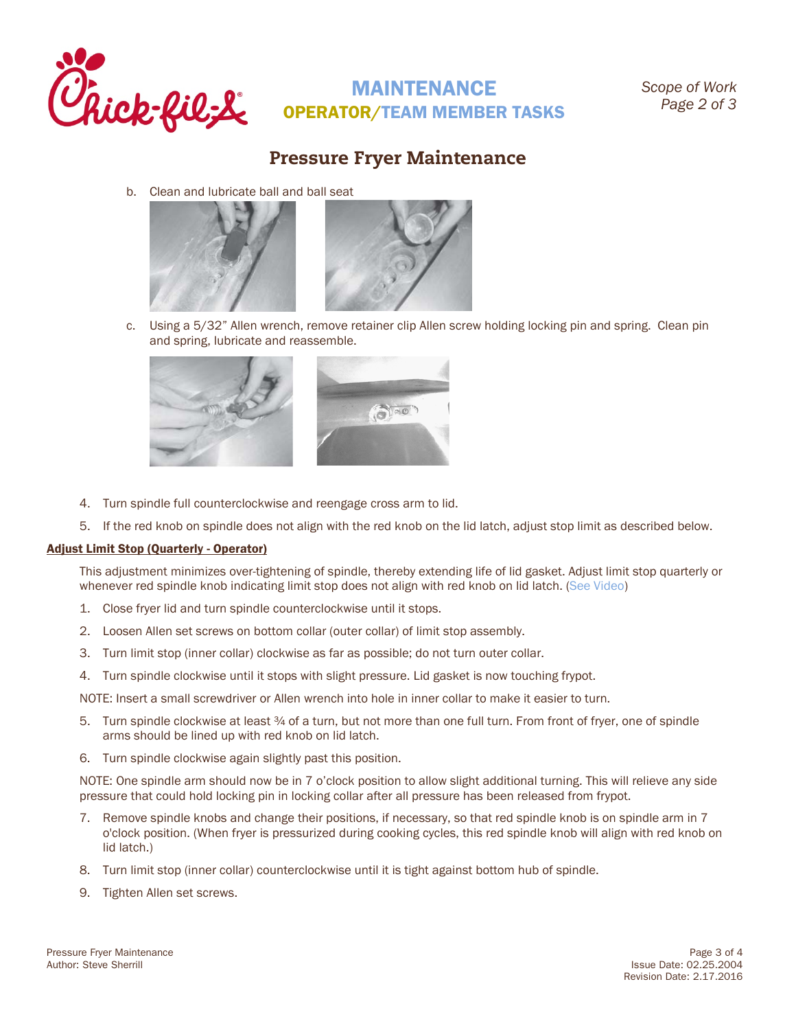## Pressure Fryer Maintenance

b. Clean and lubricate ball and ball seat

c. Using a 5/32" Allen wrench, remove retainer clip Allen screw holding locking pin and spring. Clean pin and spring, lubricate and reassemble.

4. Turn spindle full counterclockwise and reengage cross arm to lid.
5. If the red knob on spindle does not align with the red knob on the lid latch, adjust stop limit as described below.

**Adjust Limit Stop (Quarterly - Operator)**

This adjustment minimizes over-tightening of spindle, thereby extending life of lid gasket. Adjust limit stop quarterly or whenever red spindle knob indicating limit stop does not align with red knob on lid latch. (See Video)

1. Close fryer lid and turn spindle counterclockwise until it stops.
2. Loosen Allen set screws on bottom collar (outer collar) of limit stop assembly.
3. Turn limit stop (inner collar) clockwise as far as possible; do not turn outer collar.
4. Turn spindle clockwise until it stops with slight pressure. Lid gasket is now touching frypot.

NOTE: Insert a small screwdriver or Allen wrench into hole in inner collar to make it easier to turn.

5. Turn spindle clockwise at least ¾ of a turn, but not more than one full turn. From front of fryer, one of spindle arms should be lined up with red knob on lid latch.
6. Turn spindle clockwise again slightly past this position.

NOTE: One spindle arm should now be in 7 o'clock position to allow slight additional turning. This will relieve any side pressure that could hold locking pin in locking collar after all pressure has been released from frypot.

7. Remove spindle knobs and change their positions, if necessary, so that red spindle knob is on spindle arm in 7 o'clock position. (When fryer is pressurized during cooking cycles, this red spindle knob will align with red knob on lid latch.)
8. Turn limit stop (inner collar) counterclockwise until it is tight against bottom hub of spindle.
9. Tighten Allen set screws.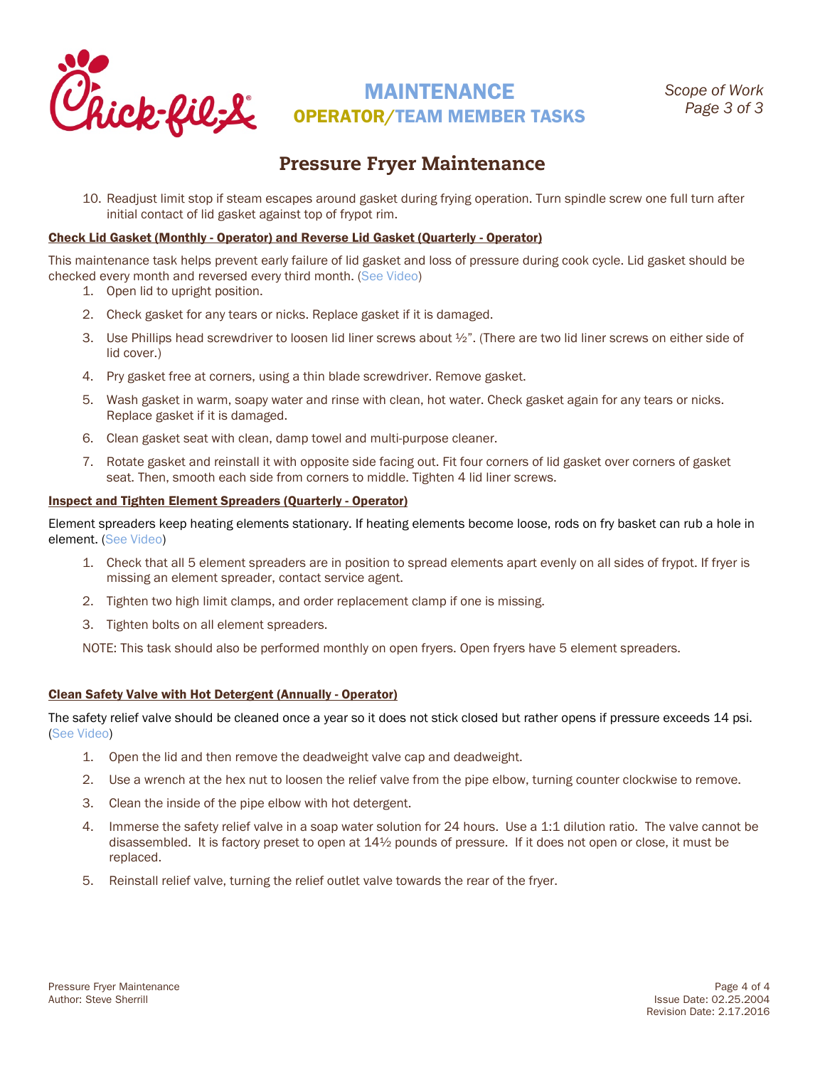## Pressure Fryer Maintenance

10. Readjust limit stop if steam escapes around gasket during frying operation. Turn spindle screw one full turn after initial contact of lid gasket against top of frypot rim.

**Check Lid Gasket (Monthly - Operator) and Reverse Lid Gasket (Quarterly - Operator)**

This maintenance task helps prevent early failure of lid gasket and loss of pressure during cook cycle. Lid gasket should be checked every month and reversed every third month. (See Video)

1. Open lid to upright position.
2. Check gasket for any tears or nicks. Replace gasket if it is damaged.
3. Use Phillips head screwdriver to loosen lid liner screws about ½". (There are two lid liner screws on either side of lid cover.)
4. Pry gasket free at corners, using a thin blade screwdriver. Remove gasket.
5. Wash gasket in warm, soapy water and rinse with clean, hot water. Check gasket again for any tears or nicks. Replace gasket if it is damaged.
6. Clean gasket seat with clean, damp towel and multi-purpose cleaner.
7. Rotate gasket and reinstall it with opposite side facing out. Fit four corners of lid gasket over corners of gasket seat. Then, smooth each side from corners to middle. Tighten 4 lid liner screws.

**Inspect and Tighten Element Spreaders (Quarterly - Operator)**

Element spreaders keep heating elements stationary. If heating elements become loose, rods on fry basket can rub a hole in element. (See Video)

1. Check that all 5 element spreaders are in position to spread elements apart evenly on all sides of frypot. If fryer is missing an element spreader, contact service agent.
2. Tighten two high limit clamps, and order replacement clamp if one is missing.
3. Tighten bolts on all element spreaders.

NOTE: This task should also be performed monthly on open fryers. Open fryers have 5 element spreaders.

**Clean Safety Valve with Hot Detergent (Annually - Operator)**

The safety relief valve should be cleaned once a year so it does not stick closed but rather opens if pressure exceeds 14 psi. (See Video)

1. Open the lid and then remove the deadweight valve cap and deadweight.
2. Use a wrench at the hex nut to loosen the relief valve from the pipe elbow, turning counter clockwise to remove.
3. Clean the inside of the pipe elbow with hot detergent.
4. Immerse the safety relief valve in a soap water solution for 24 hours. Use a 1:1 dilution ratio. The valve cannot be disassembled. It is factory preset to open at 14½ pounds of pressure. If it does not open or close, it must be replaced.
5. Reinstall relief valve, turning the relief outlet valve towards the rear of the fryer.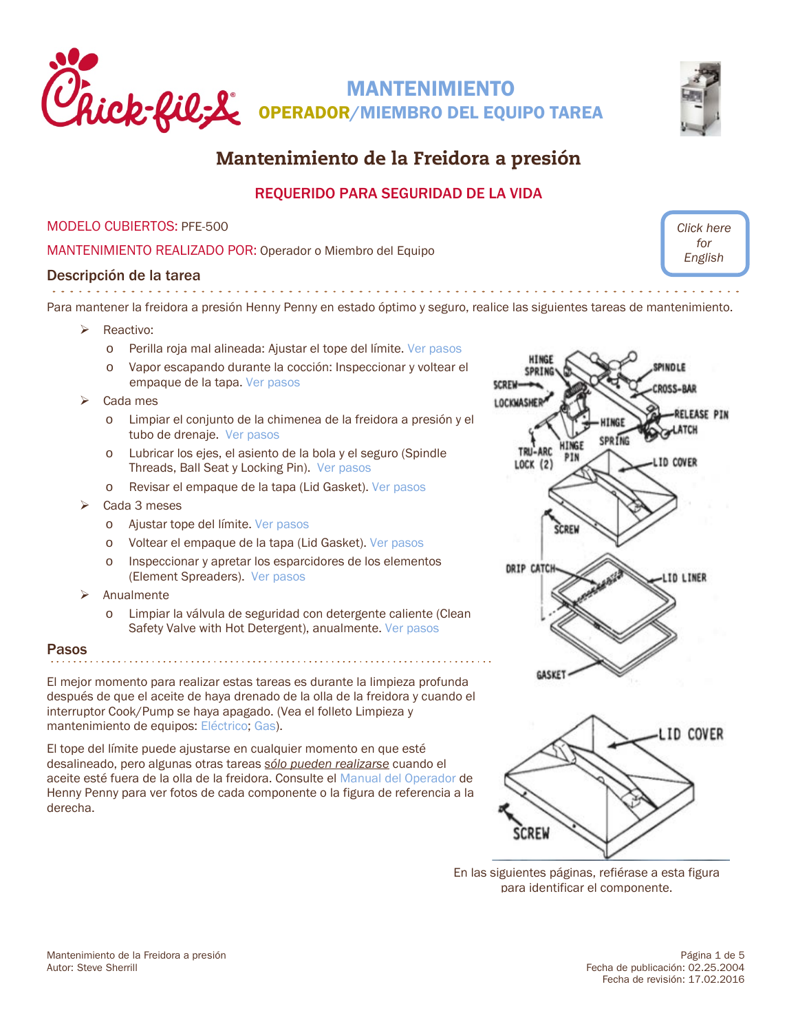# MANTENIMIENTO

## OPERADOR/MIEMBRO DEL EQUIPO TAREA

# Mantenimiento de la Freidora a presión

**REQUERIDO PARA SEGURIDAD DE LA VIDA**

MODELO CUBIERTOS: PFE-500

MANTENIMIENTO REALIZADO POR: Operador o Miembro del Equipo

*Click here for English*

## Descripción de la tarea

Para mantener la freidora a presión Henny Penny en estado óptimo y seguro, realice las siguientes tareas de mantenimiento.

- Reactivo:
  - Perilla roja mal alineada: Ajustar el tope del límite. Ver pasos
  - Vapor escapando durante la cocción: Inspeccionar y voltear el empaque de la tapa. Ver pasos
- Cada mes
  - Limpiar el conjunto de la chimenea de la freidora a presión y el tubo de drenaje. Ver pasos
  - Lubricar los ejes, el asiento de la bola y el seguro (Spindle Threads, Ball Seat y Locking Pin). Ver pasos
  - Revisar el empaque de la tapa (Lid Gasket). Ver pasos
- Cada 3 meses
  - Ajustar tope del límite. Ver pasos
  - Voltear el empaque de la tapa (Lid Gasket). Ver pasos
  - Inspeccionar y apretar los esparcidores de los elementos (Element Spreaders). Ver pasos
- Anualmente
  - Limpiar la válvula de seguridad con detergente caliente (Clean Safety Valve with Hot Detergent), anualmente. Ver pasos

## Pasos

El mejor momento para realizar estas tareas es durante la limpieza profunda después de que el aceite de haya drenado de la olla de la freidora y cuando el interruptor Cook/Pump se haya apagado. (Vea el folleto Limpieza y mantenimiento de equipos: Eléctrico; Gas).

El tope del límite puede ajustarse en cualquier momento en que esté desalineado, pero algunas otras tareas *sólo pueden realizarse* cuando el aceite esté fuera de la olla de la freidora. Consulte el Manual del Operador de Henny Penny para ver fotos de cada componente o la figura de referencia a la derecha.

HINGE SPRING, SPINDLE, SCREW, LOCKWASHER, CROSS-BAR, RELEASE PIN, LATCH, HINGE SPRING, TRU-ARC LOCK (2), HINGE PIN, LID COVER, SCREW, DRIP CATCH, LID LINER, GASKET, LID COVER, SCREW

En las siguientes páginas, refiérase a esta figura para identificar el componente.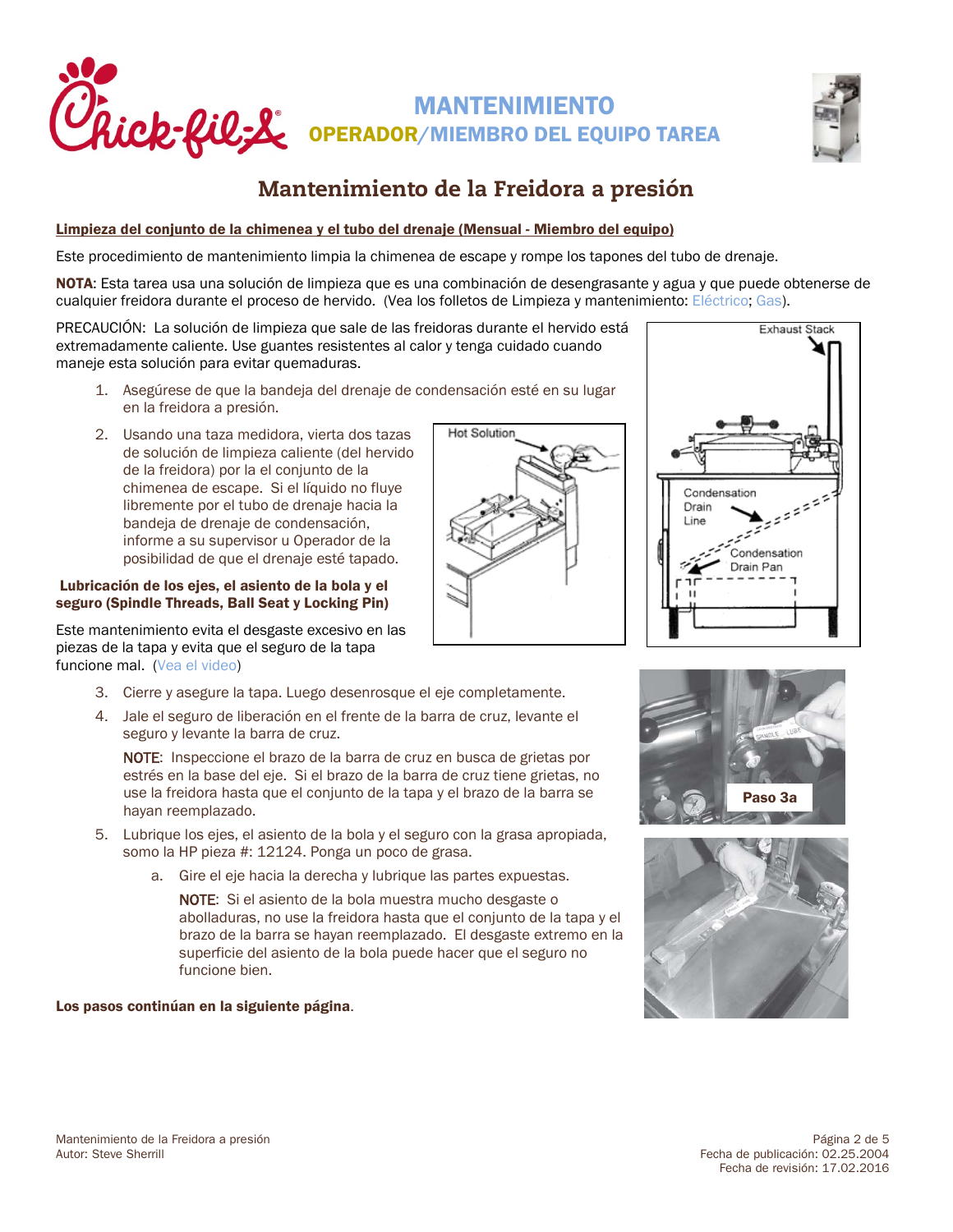# MANTENIMIENTO

## OPERADOR/MIEMBRO DEL EQUIPO TAREA

# Mantenimiento de la Freidora a presión

**Limpieza del conjunto de la chimenea y el tubo del drenaje (Mensual - Miembro del equipo)**

Este procedimiento de mantenimiento limpia la chimenea de escape y rompe los tapones del tubo de drenaje.

**NOTA**: Esta tarea usa una solución de limpieza que es una combinación de desengrasante y agua y que puede obtenerse de cualquier freidora durante el proceso de hervido. (Vea los folletos de Limpieza y mantenimiento: Eléctrico; Gas).

PRECAUCIÓN: La solución de limpieza que sale de las freidoras durante el hervido está extremadamente caliente. Use guantes resistentes al calor y tenga cuidado cuando maneje esta solución para evitar quemaduras.

1. Asegúrese de que la bandeja del drenaje de condensación esté en su lugar en la freidora a presión.
2. Usando una taza medidora, vierta dos tazas de solución de limpieza caliente (del hervido de la freidora) por la el conjunto de la chimenea de escape. Si el líquido no fluye libremente por el tubo de drenaje hacia la bandeja de drenaje de condensación, informe a su supervisor u Operador de la posibilidad de que el drenaje esté tapado.

Hot Solution

Exhaust Stack

Condensation Drain Line

Condensation Drain Pan

**Lubricación de los ejes, el asiento de la bola y el seguro (Spindle Threads, Ball Seat y Locking Pin)**

Este mantenimiento evita el desgaste excesivo en las piezas de la tapa y evita que el seguro de la tapa funcione mal. (Vea el video)

3. Cierre y asegure la tapa. Luego desenrosque el eje completamente.
4. Jale el seguro de liberación en el frente de la barra de cruz, levante el seguro y levante la barra de cruz.

   NOTE: Inspeccione el brazo de la barra de cruz en busca de grietas por estrés en la base del eje. Si el brazo de la barra de cruz tiene grietas, no use la freidora hasta que el conjunto de la tapa y el brazo de la barra se hayan reemplazado.

5. Lubrique los ejes, el asiento de la bola y el seguro con la grasa apropiada, somo la HP pieza #: 12124. Ponga un poco de grasa.
   a. Gire el eje hacia la derecha y lubrique las partes expuestas.

      NOTE: Si el asiento de la bola muestra mucho desgaste o abolladuras, no use la freidora hasta que el conjunto de la tapa y el brazo de la barra se hayan reemplazado. El desgaste extremo en la superficie del asiento de la bola puede hacer que el seguro no funcione bien.

Paso 3a

**Los pasos continúan en la siguiente página**.

Mantenimiento de la Freidora a presión
Autor: Steve Sherrill

Fecha de publicación: 02.25.2004
Fecha de revisión: 17.02.2016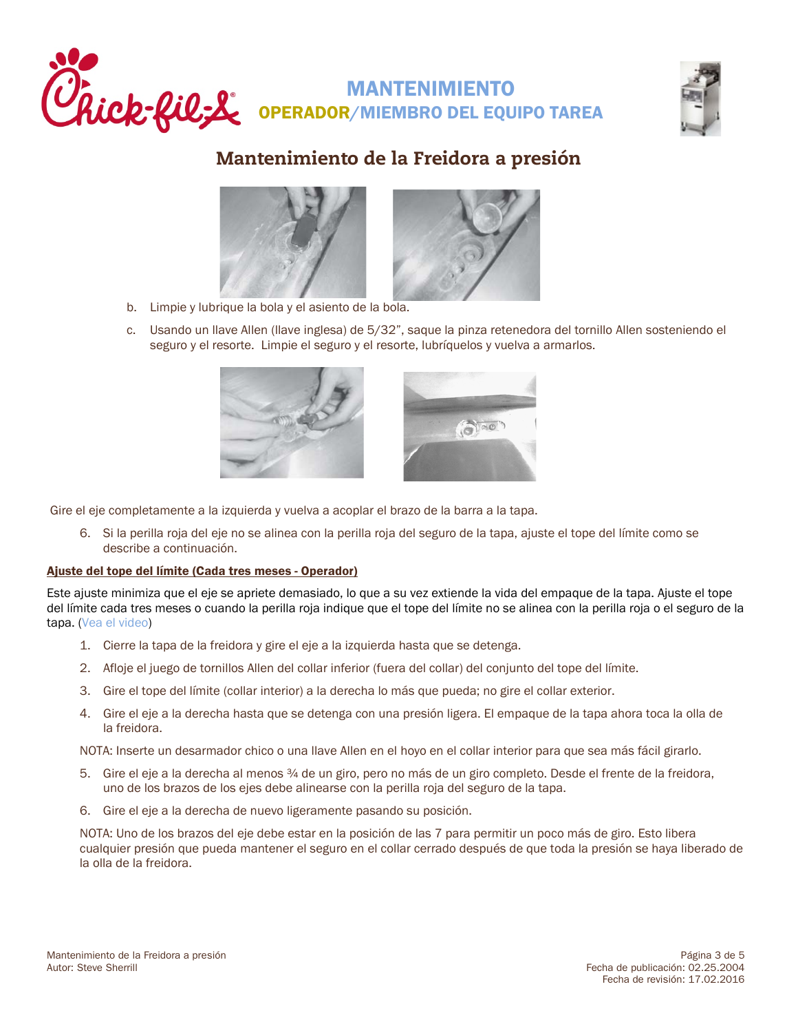# MANTENIMIENTO

## OPERADOR/MIEMBRO DEL EQUIPO TAREA

## Mantenimiento de la Freidora a presión

b. Limpie y lubrique la bola y el asiento de la bola.

c. Usando un llave Allen (llave inglesa) de 5/32", saque la pinza retenedora del tornillo Allen sosteniendo el seguro y el resorte. Limpie el seguro y el resorte, lubríquelos y vuelva a armarlos.

Gire el eje completamente a la izquierda y vuelva a acoplar el brazo de la barra a la tapa.

6. Si la perilla roja del eje no se alinea con la perilla roja del seguro de la tapa, ajuste el tope del límite como se describe a continuación.

**Ajuste del tope del límite (Cada tres meses - Operador)**

Este ajuste minimiza que el eje se apriete demasiado, lo que a su vez extiende la vida del empaque de la tapa. Ajuste el tope del límite cada tres meses o cuando la perilla roja indique que el tope del límite no se alinea con la perilla roja o el seguro de la tapa. (Vea el video)

1. Cierre la tapa de la freidora y gire el eje a la izquierda hasta que se detenga.
2. Afloje el juego de tornillos Allen del collar inferior (fuera del collar) del conjunto del tope del límite.
3. Gire el tope del límite (collar interior) a la derecha lo más que pueda; no gire el collar exterior.
4. Gire el eje a la derecha hasta que se detenga con una presión ligera. El empaque de la tapa ahora toca la olla de la freidora.

   NOTA: Inserte un desarmador chico o una llave Allen en el hoyo en el collar interior para que sea más fácil girarlo.

5. Gire el eje a la derecha al menos ¾ de un giro, pero no más de un giro completo. Desde el frente de la freidora, uno de los brazos de los ejes debe alinearse con la perilla roja del seguro de la tapa.
6. Gire el eje a la derecha de nuevo ligeramente pasando su posición.

   NOTA: Uno de los brazos del eje debe estar en la posición de las 7 para permitir un poco más de giro. Esto libera cualquier presión que pueda mantener el seguro en el collar cerrado después de que toda la presión se haya liberado de la olla de la freidora.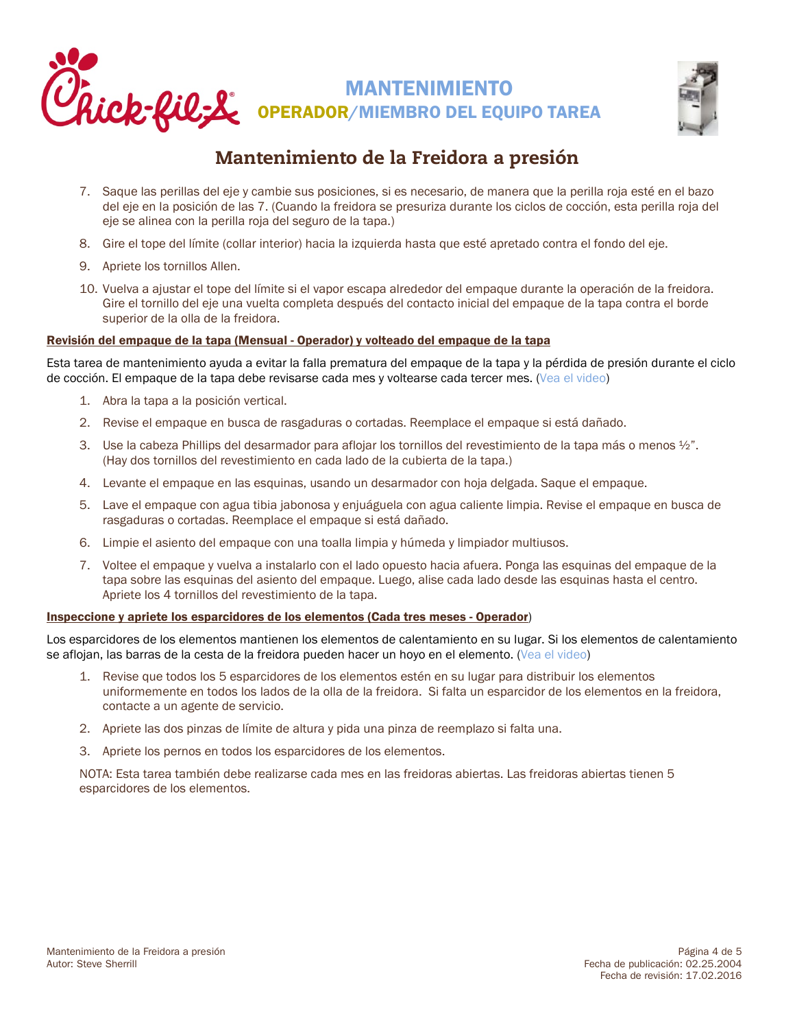# MANTENIMIENTO

## OPERADOR/MIEMBRO DEL EQUIPO TAREA

# Mantenimiento de la Freidora a presión

7. Saque las perillas del eje y cambie sus posiciones, si es necesario, de manera que la perilla roja esté en el bazo del eje en la posición de las 7. (Cuando la freidora se presuriza durante los ciclos de cocción, esta perilla roja del eje se alinea con la perilla roja del seguro de la tapa.)
8. Gire el tope del límite (collar interior) hacia la izquierda hasta que esté apretado contra el fondo del eje.
9. Apriete los tornillos Allen.
10. Vuelva a ajustar el tope del límite si el vapor escapa alrededor del empaque durante la operación de la freidora. Gire el tornillo del eje una vuelta completa después del contacto inicial del empaque de la tapa contra el borde superior de la olla de la freidora.

**Revisión del empaque de la tapa (Mensual - Operador) y volteado del empaque de la tapa**

Esta tarea de mantenimiento ayuda a evitar la falla prematura del empaque de la tapa y la pérdida de presión durante el ciclo de cocción. El empaque de la tapa debe revisarse cada mes y voltearse cada tercer mes. (Vea el video)

1. Abra la tapa a la posición vertical.
2. Revise el empaque en busca de rasgaduras o cortadas. Reemplace el empaque si está dañado.
3. Use la cabeza Phillips del desarmador para aflojar los tornillos del revestimiento de la tapa más o menos ½". (Hay dos tornillos del revestimiento en cada lado de la cubierta de la tapa.)
4. Levante el empaque en las esquinas, usando un desarmador con hoja delgada. Saque el empaque.
5. Lave el empaque con agua tibia jabonosa y enjuáguela con agua caliente limpia. Revise el empaque en busca de rasgaduras o cortadas. Reemplace el empaque si está dañado.
6. Limpie el asiento del empaque con una toalla limpia y húmeda y limpiador multiusos.
7. Voltee el empaque y vuelva a instalarlo con el lado opuesto hacia afuera. Ponga las esquinas del empaque de la tapa sobre las esquinas del asiento del empaque. Luego, alise cada lado desde las esquinas hasta el centro. Apriete los 4 tornillos del revestimiento de la tapa.

**Inspeccione y apriete los esparcidores de los elementos (Cada tres meses - Operador)**

Los esparcidores de los elementos mantienen los elementos de calentamiento en su lugar. Si los elementos de calentamiento se aflojan, las barras de la cesta de la freidora pueden hacer un hoyo en el elemento. (Vea el video)

1. Revise que todos los 5 esparcidores de los elementos estén en su lugar para distribuir los elementos uniformemente en todos los lados de la olla de la freidora. Si falta un esparcidor de los elementos en la freidora, contacte a un agente de servicio.
2. Apriete las dos pinzas de límite de altura y pida una pinza de reemplazo si falta una.
3. Apriete los pernos en todos los esparcidores de los elementos.

NOTA: Esta tarea también debe realizarse cada mes en las freidoras abiertas. Las freidoras abiertas tienen 5 esparcidores de los elementos.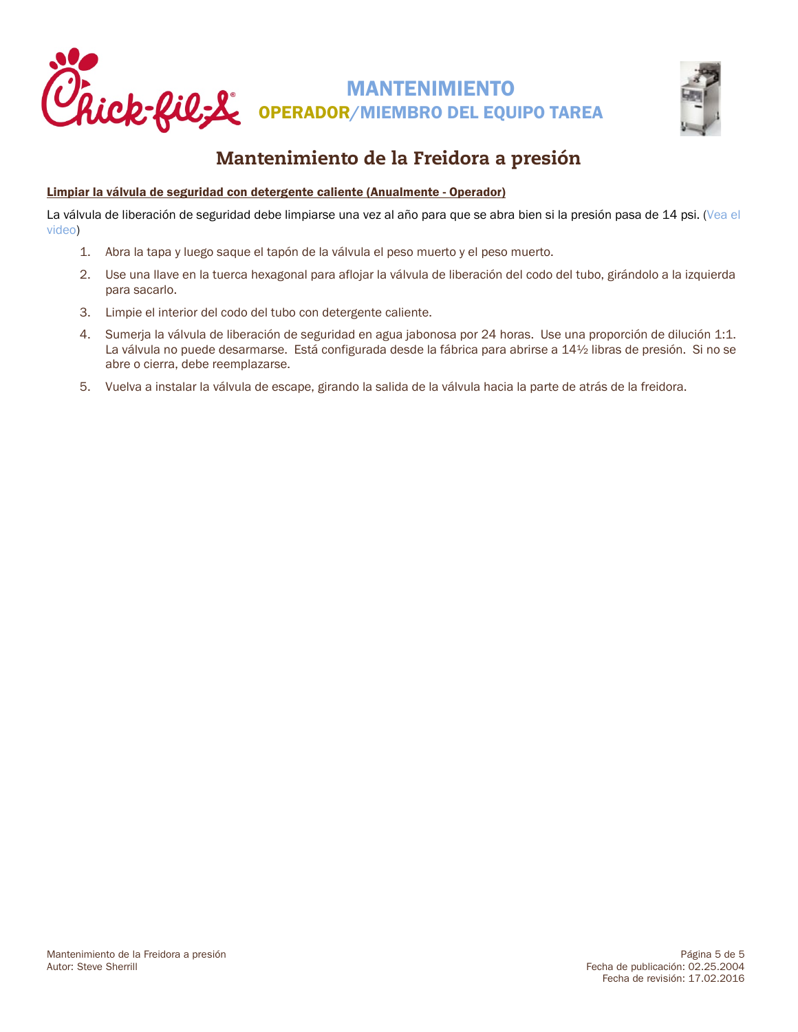# MANTENIMIENTO

## OPERADOR/MIEMBRO DEL EQUIPO TAREA

# Mantenimiento de la Freidora a presión

**Limpiar la válvula de seguridad con detergente caliente (Anualmente - Operador)**

La válvula de liberación de seguridad debe limpiarse una vez al año para que se abra bien si la presión pasa de 14 psi. (Vea el video)

1. Abra la tapa y luego saque el tapón de la válvula el peso muerto y el peso muerto.
2. Use una llave en la tuerca hexagonal para aflojar la válvula de liberación del codo del tubo, girándolo a la izquierda para sacarlo.
3. Limpie el interior del codo del tubo con detergente caliente.
4. Sumerja la válvula de liberación de seguridad en agua jabonosa por 24 horas. Use una proporción de dilución 1:1. La válvula no puede desarmarse. Está configurada desde la fábrica para abrirse a 14½ libras de presión. Si no se abre o cierra, debe reemplazarse.
5. Vuelva a instalar la válvula de escape, girando la salida de la válvula hacia la parte de atrás de la freidora.

Mantenimiento de la Freidora a presión
Autor: Steve Sherrill

Fecha de publicación: 02.25.2004
Fecha de revisión: 17.02.2016